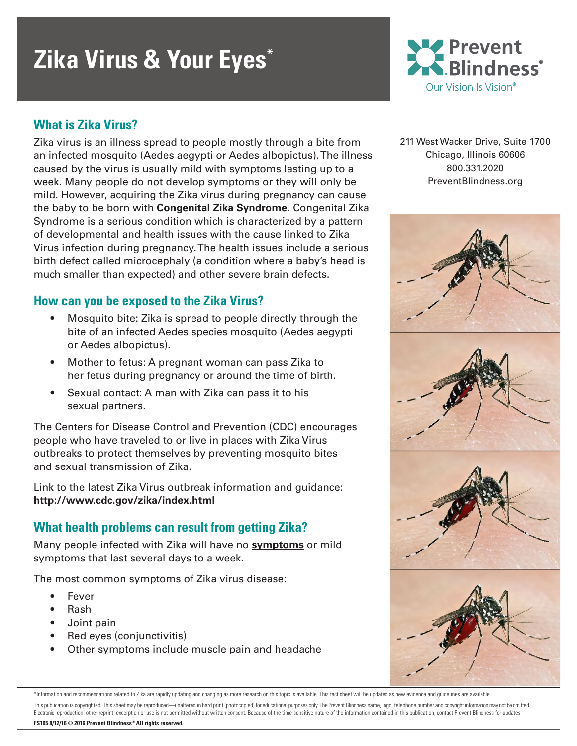# Zika Virus & Your Eyes*

Prevent Blindness®
Our Vision Is Vision®

211 West Wacker Drive, Suite 1700
Chicago, Illinois 60606
800.331.2020
PreventBlindness.org

## What is Zika Virus?

Zika virus is an illness spread to people mostly through a bite from an infected mosquito (Aedes aegypti or Aedes albopictus). The illness caused by the virus is usually mild with symptoms lasting up to a week. Many people do not develop symptoms or they will only be mild. However, acquiring the Zika virus during pregnancy can cause the baby to be born with **Congenital Zika Syndrome**. Congenital Zika Syndrome is a serious condition which is characterized by a pattern of developmental and health issues with the cause linked to Zika Virus infection during pregnancy. The health issues include a serious birth defect called microcephaly (a condition where a baby's head is much smaller than expected) and other severe brain defects.

## How can you be exposed to the Zika Virus?

- Mosquito bite: Zika is spread to people directly through the bite of an infected Aedes species mosquito (Aedes aegypti or Aedes albopictus).
- Mother to fetus: A pregnant woman can pass Zika to her fetus during pregnancy or around the time of birth.
- Sexual contact: A man with Zika can pass it to his sexual partners.

The Centers for Disease Control and Prevention (CDC) encourages people who have traveled to or live in places with Zika Virus outbreaks to protect themselves by preventing mosquito bites and sexual transmission of Zika.

Link to the latest Zika Virus outbreak information and guidance: **http://www.cdc.gov/zika/index.html**

## What health problems can result from getting Zika?

Many people infected with Zika will have no **symptoms** or mild symptoms that last several days to a week.

The most common symptoms of Zika virus disease:

- Fever
- Rash
- Joint pain
- Red eyes (conjunctivitis)
- Other symptoms include muscle pain and headache

*Information and recommendations related to Zika are rapidly updating and changing as more research on this topic is available. This fact sheet will be updated as new evidence and guidelines are available.

This publication is copyrighted. This sheet may be reproduced—unaltered in hard print (photocopied) for educational purposes only. The Prevent Blindness name, logo, telephone number and copyright information may not be omitted. Electronic reproduction, other reprint, excerption or use is not permitted without written consent. Because of the time-sensitive nature of the information contained in this publication, contact Prevent Blindness for updates.

**FS105 8/12/16 © 2016 Prevent Blindness® All rights reserved.**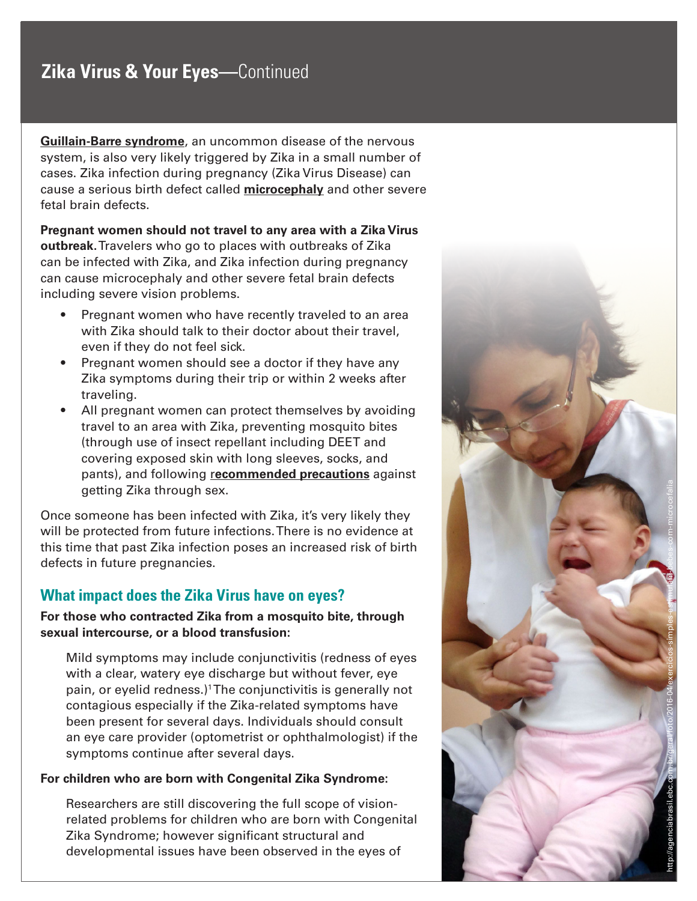## Zika Virus & Your Eyes—Continued

**Guillain-Barre syndrome**, an uncommon disease of the nervous system, is also very likely triggered by Zika in a small number of cases. Zika infection during pregnancy (Zika Virus Disease) can cause a serious birth defect called **microcephaly** and other severe fetal brain defects.

**Pregnant women should not travel to any area with a Zika Virus outbreak.** Travelers who go to places with outbreaks of Zika can be infected with Zika, and Zika infection during pregnancy can cause microcephaly and other severe fetal brain defects including severe vision problems.

- Pregnant women who have recently traveled to an area with Zika should talk to their doctor about their travel, even if they do not feel sick.
- Pregnant women should see a doctor if they have any Zika symptoms during their trip or within 2 weeks after traveling.
- All pregnant women can protect themselves by avoiding travel to an area with Zika, preventing mosquito bites (through use of insect repellant including DEET and covering exposed skin with long sleeves, socks, and pants), and following **recommended precautions** against getting Zika through sex.

Once someone has been infected with Zika, it's very likely they will be protected from future infections. There is no evidence at this time that past Zika infection poses an increased risk of birth defects in future pregnancies.

### What impact does the Zika Virus have on eyes?

**For those who contracted Zika from a mosquito bite, through sexual intercourse, or a blood transfusion:**

Mild symptoms may include conjunctivitis (redness of eyes with a clear, watery eye discharge but without fever, eye pain, or eyelid redness.)[1] The conjunctivitis is generally not contagious especially if the Zika-related symptoms have been present for several days. Individuals should consult an eye care provider (optometrist or ophthalmologist) if the symptoms continue after several days.

**For children who are born with Congenital Zika Syndrome:**

Researchers are still discovering the full scope of vision-related problems for children who are born with Congenital Zika Syndrome; however significant structural and developmental issues have been observed in the eyes of

http://agenciabrasil.ebc.com.br/geral/foto/2016-04/exercicios-simples-estimulam-bebes-com-microcefalia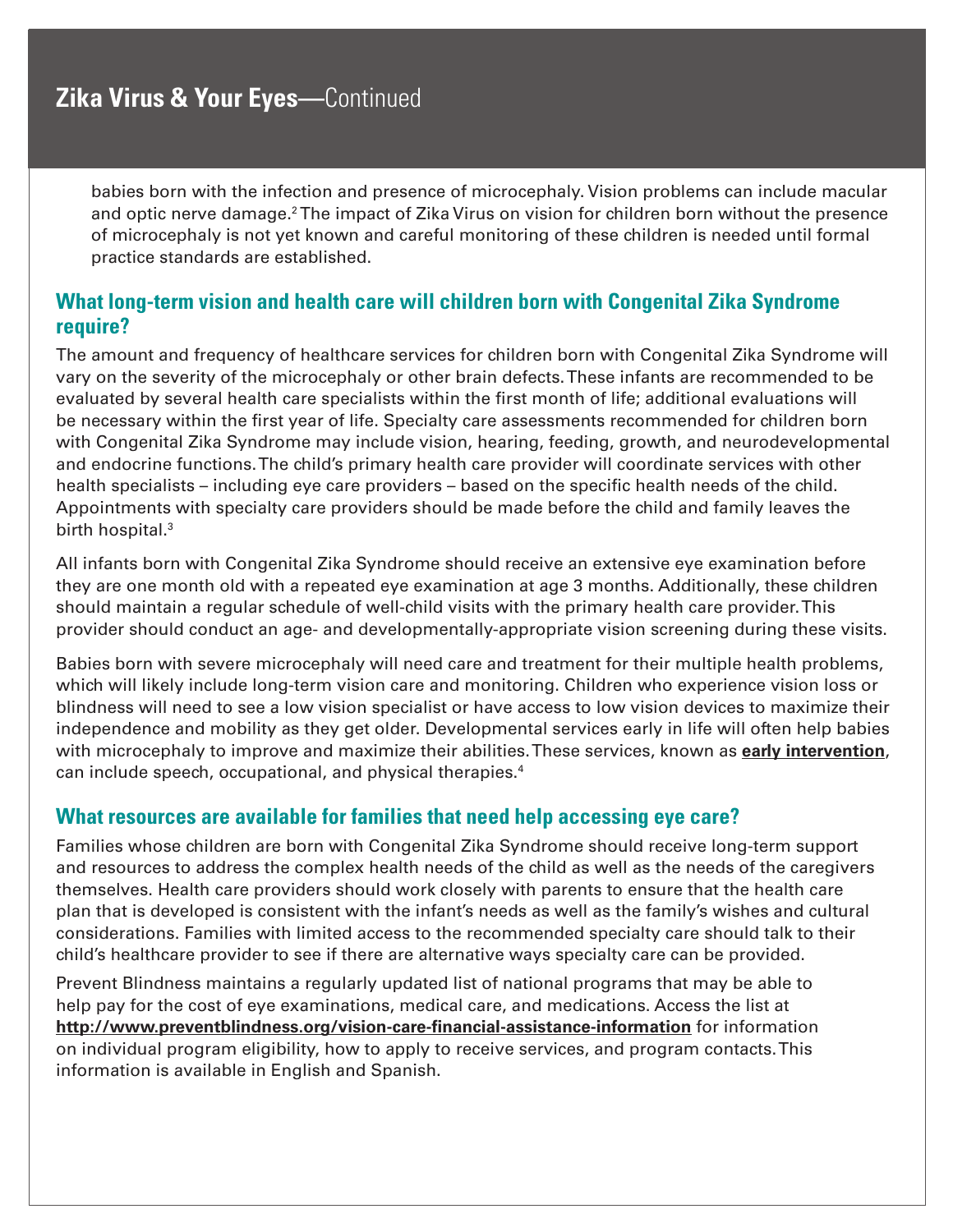babies born with the infection and presence of microcephaly. Vision problems can include macular and optic nerve damage.[2] The impact of Zika Virus on vision for children born without the presence of microcephaly is not yet known and careful monitoring of these children is needed until formal practice standards are established.

## What long-term vision and health care will children born with Congenital Zika Syndrome require?

The amount and frequency of healthcare services for children born with Congenital Zika Syndrome will vary on the severity of the microcephaly or other brain defects. These infants are recommended to be evaluated by several health care specialists within the first month of life; additional evaluations will be necessary within the first year of life. Specialty care assessments recommended for children born with Congenital Zika Syndrome may include vision, hearing, feeding, growth, and neurodevelopmental and endocrine functions. The child's primary health care provider will coordinate services with other health specialists – including eye care providers – based on the specific health needs of the child. Appointments with specialty care providers should be made before the child and family leaves the birth hospital.[3]

All infants born with Congenital Zika Syndrome should receive an extensive eye examination before they are one month old with a repeated eye examination at age 3 months. Additionally, these children should maintain a regular schedule of well-child visits with the primary health care provider. This provider should conduct an age- and developmentally-appropriate vision screening during these visits.

Babies born with severe microcephaly will need care and treatment for their multiple health problems, which will likely include long-term vision care and monitoring. Children who experience vision loss or blindness will need to see a low vision specialist or have access to low vision devices to maximize their independence and mobility as they get older. Developmental services early in life will often help babies with microcephaly to improve and maximize their abilities. These services, known as **early intervention**, can include speech, occupational, and physical therapies.[4]

## What resources are available for families that need help accessing eye care?

Families whose children are born with Congenital Zika Syndrome should receive long-term support and resources to address the complex health needs of the child as well as the needs of the caregivers themselves. Health care providers should work closely with parents to ensure that the health care plan that is developed is consistent with the infant's needs as well as the family's wishes and cultural considerations. Families with limited access to the recommended specialty care should talk to their child's healthcare provider to see if there are alternative ways specialty care can be provided.

Prevent Blindness maintains a regularly updated list of national programs that may be able to help pay for the cost of eye examinations, medical care, and medications. Access the list at **http://www.preventblindness.org/vision-care-financial-assistance-information** for information on individual program eligibility, how to apply to receive services, and program contacts. This information is available in English and Spanish.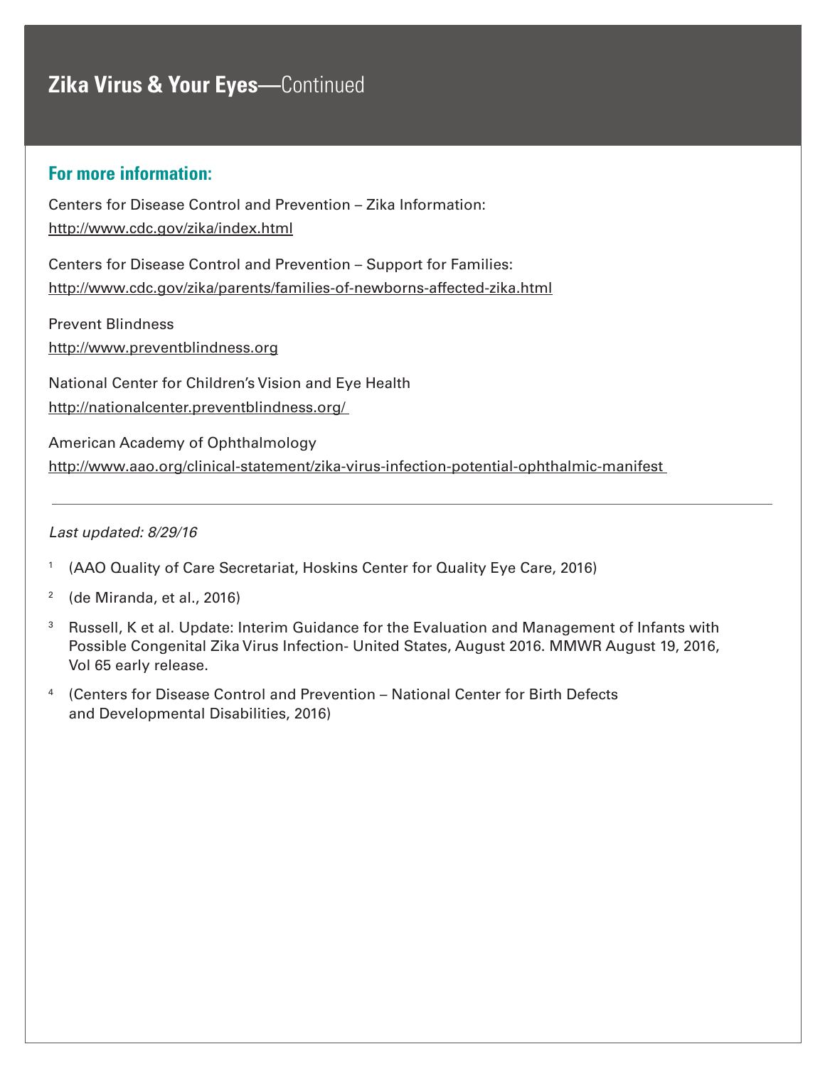# Zika Virus & Your Eyes—Continued

## For more information:

Centers for Disease Control and Prevention – Zika Information:
http://www.cdc.gov/zika/index.html

Centers for Disease Control and Prevention – Support for Families:
http://www.cdc.gov/zika/parents/families-of-newborns-affected-zika.html

Prevent Blindness
http://www.preventblindness.org

National Center for Children's Vision and Eye Health
http://nationalcenter.preventblindness.org/

American Academy of Ophthalmology
http://www.aao.org/clinical-statement/zika-virus-infection-potential-ophthalmic-manifest

---

*Last updated: 8/29/16*

[1] (AAO Quality of Care Secretariat, Hoskins Center for Quality Eye Care, 2016)

[2] (de Miranda, et al., 2016)

[3] Russell, K et al. Update: Interim Guidance for the Evaluation and Management of Infants with Possible Congenital Zika Virus Infection- United States, August 2016. MMWR August 19, 2016, Vol 65 early release.

[4] (Centers for Disease Control and Prevention – National Center for Birth Defects and Developmental Disabilities, 2016)